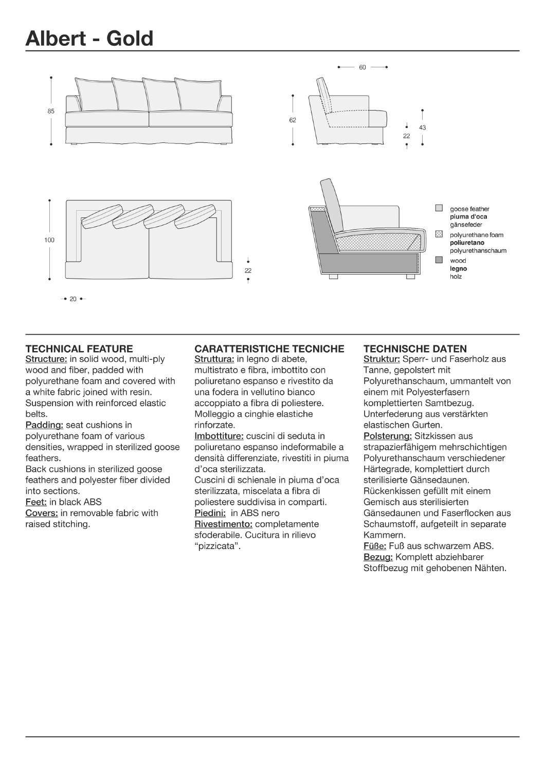# Albert - Gold

goose feather
**piuma d'oca**
gänsefeder

polyurethane foam
**poliuretano**
polyurethanschaum

wood
**legno**
holz

## TECHNICAL FEATURE

Structure: in solid wood, multi-ply wood and fiber, padded with polyurethane foam and covered with a white fabric joined with resin. Suspension with reinforced elastic belts.

Padding: seat cushions in polyurethane foam of various densities, wrapped in sterilized goose feathers.
Back cushions in sterilized goose feathers and polyester fiber divided into sections.

Feet: in black ABS

Covers: in removable fabric with raised stitching.

## CARATTERISTICHE TECNICHE

Struttura: in legno di abete, multistrato e fibra, imbottito con poliuretano espanso e rivestito da una fodera in vellutino bianco accoppiato a fibra di poliestere. Molleggio a cinghie elastiche rinforzate.

Imbottiture: cuscini di seduta in poliuretano espanso indeformabile a densità differenziate, rivestiti in piuma d'oca sterilizzata.
Cuscini di schienale in piuma d'oca sterilizzata, miscelata a fibra di poliestere suddivisa in comparti.

Piedini: in ABS nero

Rivestimento: completamente sfoderabile. Cucitura in rilievo "pizzicata".

## TECHNISCHE DATEN

Struktur: Sperr- und Faserholz aus Tanne, gepolstert mit Polyurethanschaum, ummantelt von einem mit Polyesterfasern komplettierten Samtbezug. Unterfederung aus verstärkten elastischen Gurten.

Polsterung: Sitzkissen aus strapazierfähigem mehrschichtigen Polyurethanschaum verschiedener Härtegrade, komplettiert durch sterilisierte Gänsedaunen.
Rückenkissen gefüllt mit einem Gemisch aus sterilisierten Gänsedaunen und Faserflocken aus Schaumstoff, aufgeteilt in separate Kammern.

Füße: Fuß aus schwarzem ABS.

Bezug: Komplett abziehbarer Stoffbezug mit gehobenen Nähten.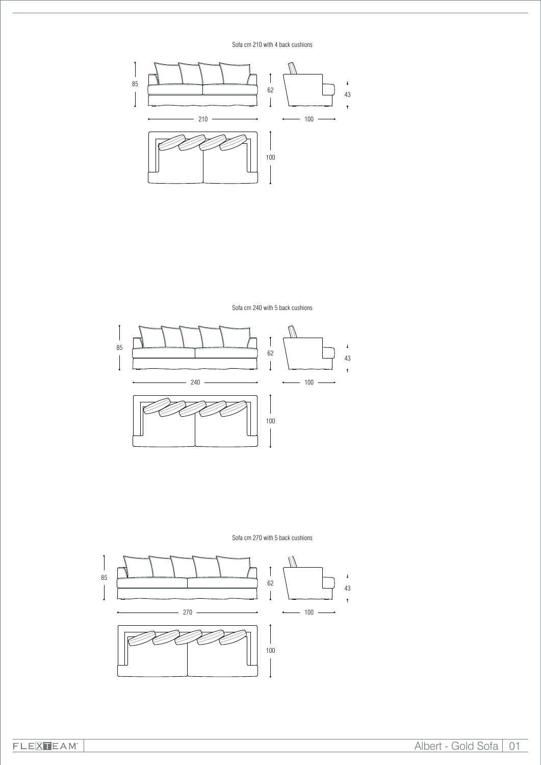Sofa cm 210 with 4 back cushions

85

62

43

210

100

100

Sofa cm 240 with 5 back cushions

85

62

43

240

100

100

Sofa cm 270 with 5 back cushions

85

62

43

270

100

100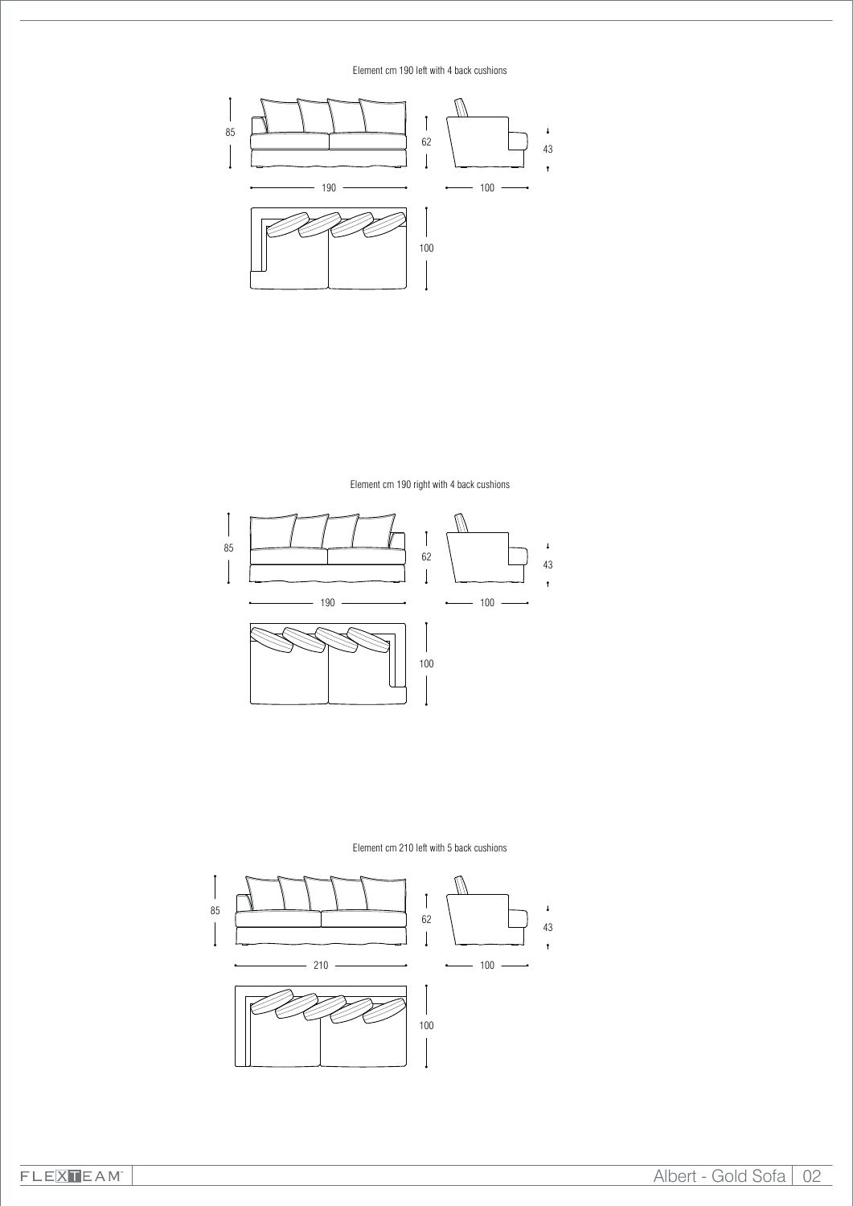Element cm 190 left with 4 back cushions

85

62

43

190

100

100

Element cm 190 right with 4 back cushions

85

62

43

190

100

100

Element cm 210 left with 5 back cushions

85

62

43

210

100

100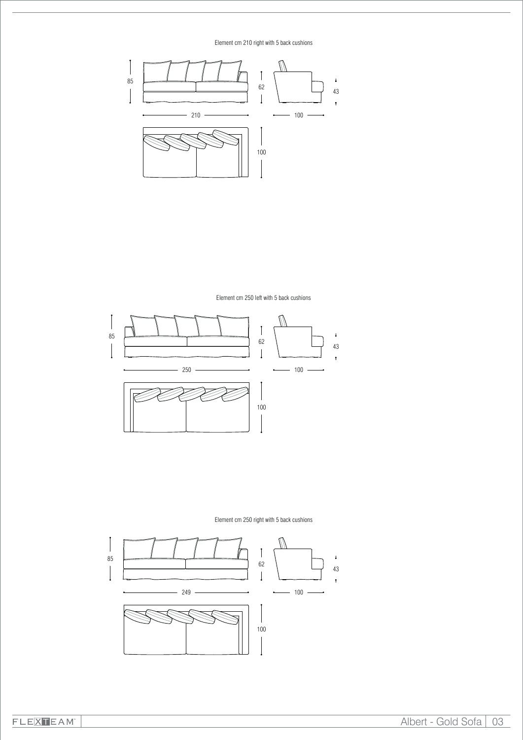Element cm 210 right with 5 back cushions

85

62

43

210

100

100

Element cm 250 left with 5 back cushions

85

62

43

250

100

100

Element cm 250 right with 5 back cushions

85

62

43

249

100

100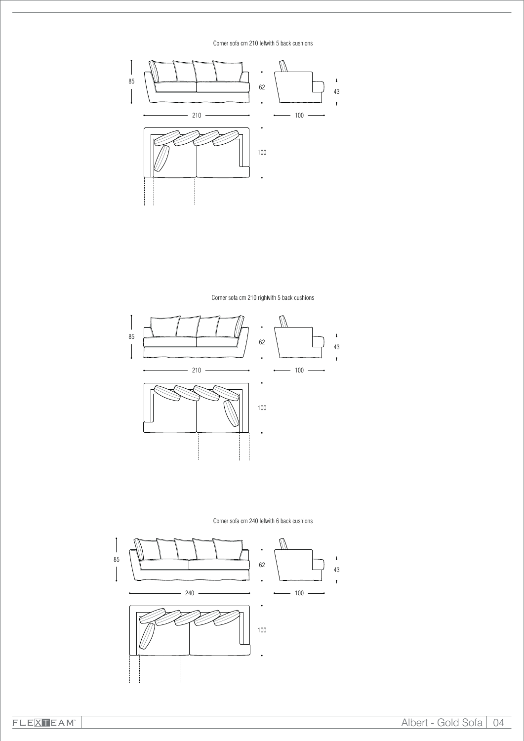Corner sofa cm 210 leftwith 5 back cushions

85

62

43

210

100

100

Corner sofa cm 210 rightwith 5 back cushions

85

62

43

210

100

100

Corner sofa cm 240 leftwith 6 back cushions

85

62

43

240

100

100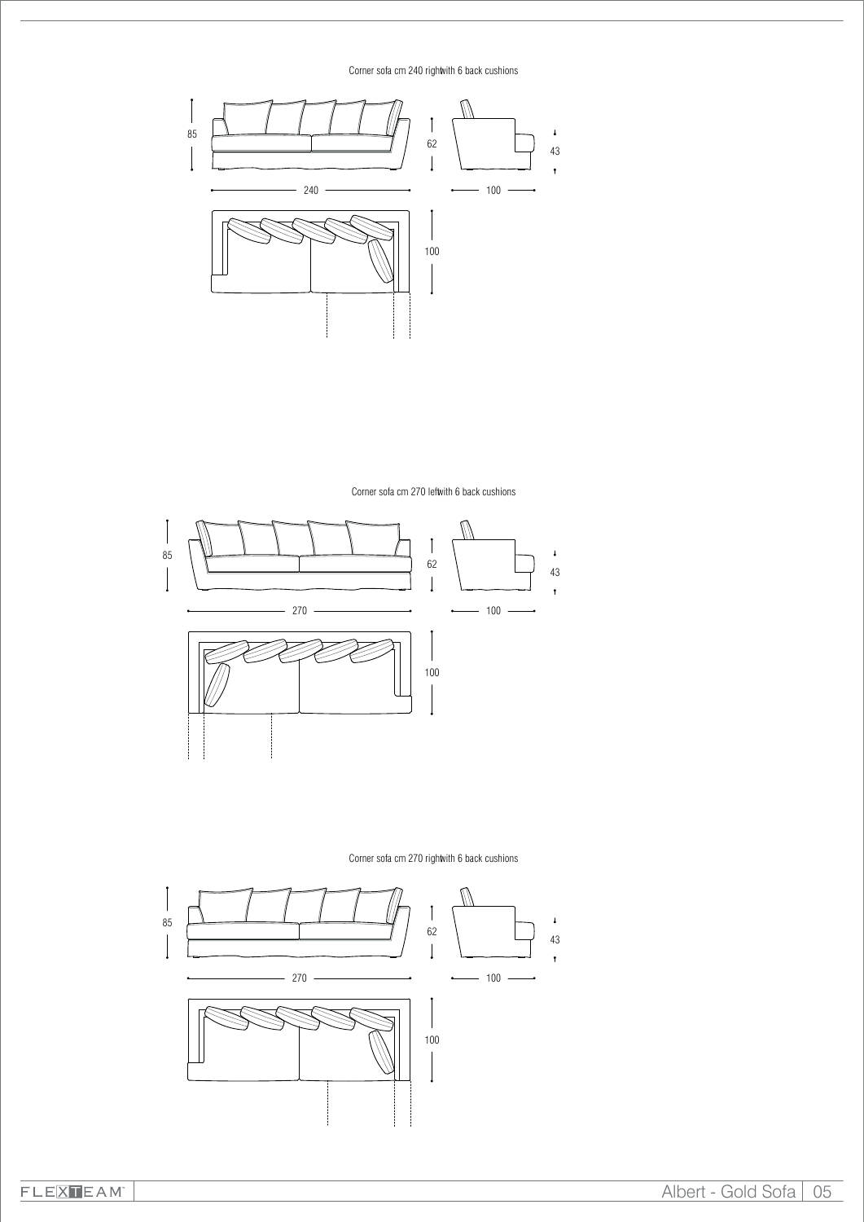Corner sofa cm 240 rightwith 6 back cushions

85

62

43

240

100

100

Corner sofa cm 270 leftwith 6 back cushions

85

62

43

270

100

100

Corner sofa cm 270 rightwith 6 back cushions

85

62

43

270

100

100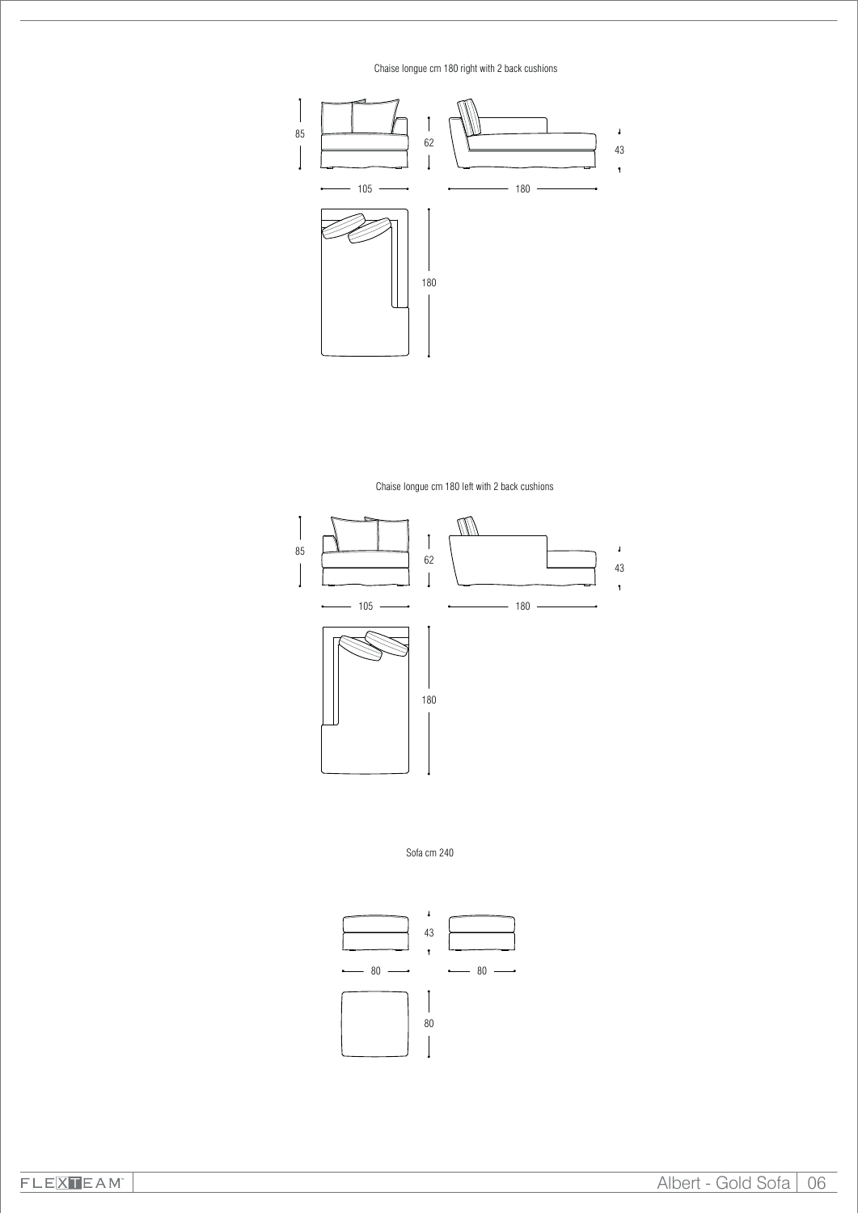Chaise longue cm 180 right with 2 back cushions

85

62

43

105

180

180

Chaise longue cm 180 left with 2 back cushions

85

62

43

105

180

180

Sofa cm 240

43

80

80

80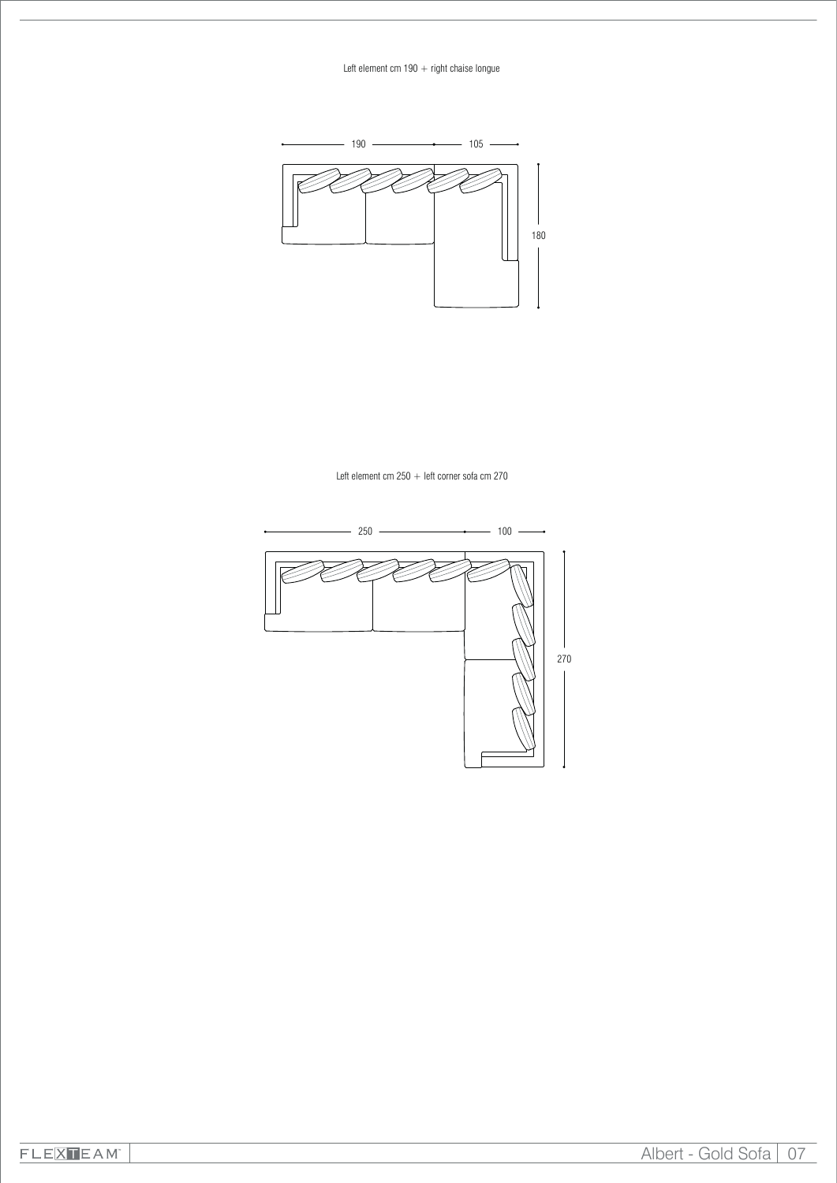Left element cm 190 + right chaise longue

190

105

180

Left element cm 250 + left corner sofa cm 270

250

100

270